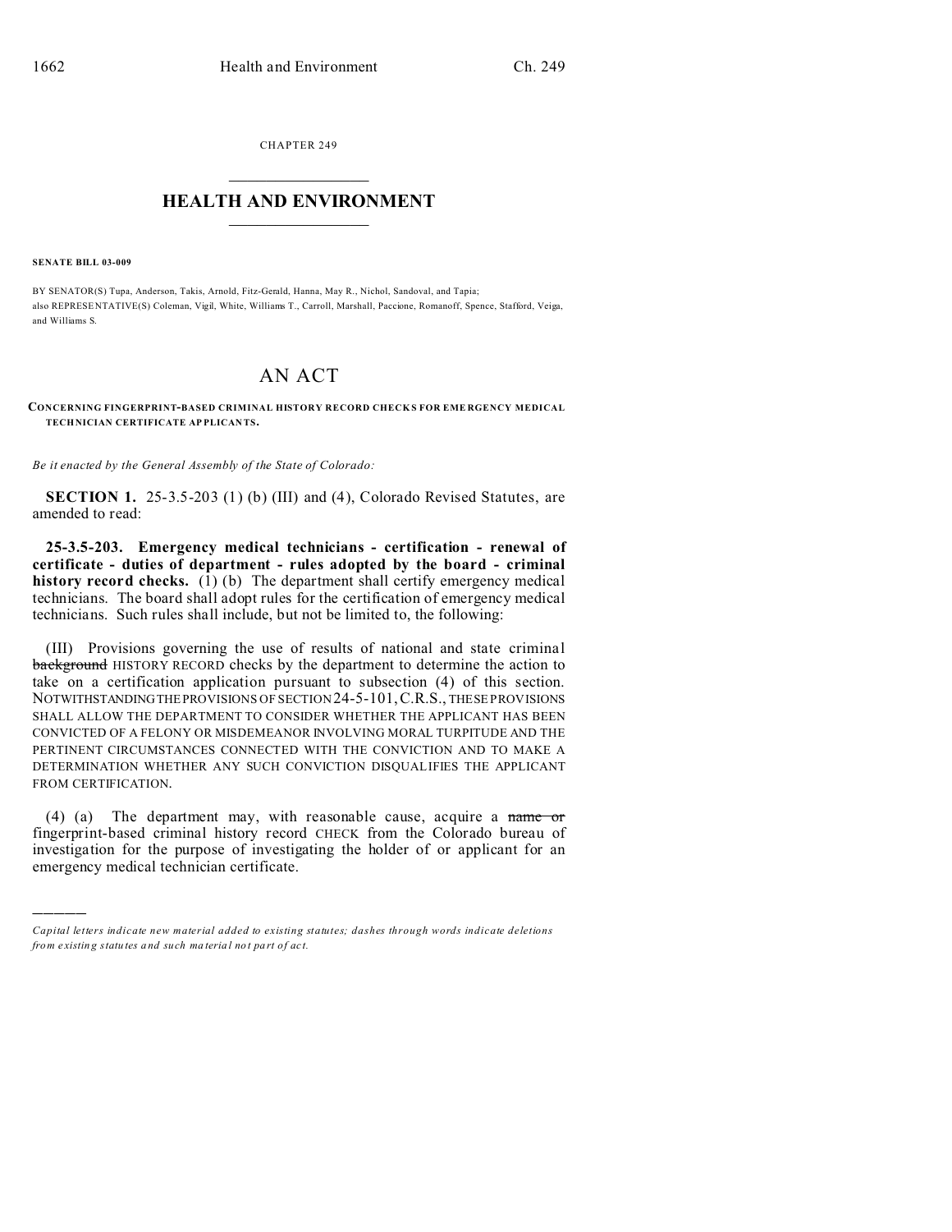CHAPTER 249

# HEALTH AND ENVIRONMENT

**SENATE BILL 03-009**

BY SENATOR(S) Tupa, Anderson, Takis, Arnold, Fitz-Gerald, Hanna, May R., Nichol, Sandoval, and Tapia;
also REPRESENTATIVE(S) Coleman, Vigil, White, Williams T., Carroll, Marshall, Paccione, Romanoff, Spence, Stafford, Veiga, and Williams S.

# AN ACT

**CONCERNING FINGERPRINT-BASED CRIMINAL HISTORY RECORD CHECKS FOR EMERGENCY MEDICAL TECHNICIAN CERTIFICATE APPLICANTS.**

*Be it enacted by the General Assembly of the State of Colorado:*

**SECTION 1.** 25-3.5-203 (1) (b) (III) and (4), Colorado Revised Statutes, are amended to read:

**25-3.5-203. Emergency medical technicians - certification - renewal of certificate - duties of department - rules adopted by the board - criminal history record checks.** (1) (b) The department shall certify emergency medical technicians. The board shall adopt rules for the certification of emergency medical technicians. Such rules shall include, but not be limited to, the following:

(III) Provisions governing the use of results of national and state criminal ~~background~~ HISTORY RECORD checks by the department to determine the action to take on a certification application pursuant to subsection (4) of this section. NOTWITHSTANDING THE PROVISIONS OF SECTION 24-5-101, C.R.S., THESE PROVISIONS SHALL ALLOW THE DEPARTMENT TO CONSIDER WHETHER THE APPLICANT HAS BEEN CONVICTED OF A FELONY OR MISDEMEANOR INVOLVING MORAL TURPITUDE AND THE PERTINENT CIRCUMSTANCES CONNECTED WITH THE CONVICTION AND TO MAKE A DETERMINATION WHETHER ANY SUCH CONVICTION DISQUALIFIES THE APPLICANT FROM CERTIFICATION.

(4) (a) The department may, with reasonable cause, acquire a ~~name or~~ fingerprint-based criminal history record CHECK from the Colorado bureau of investigation for the purpose of investigating the holder of or applicant for an emergency medical technician certificate.

---

*Capital letters indicate new material added to existing statutes; dashes through words indicate deletions from existing statutes and such material not part of act.*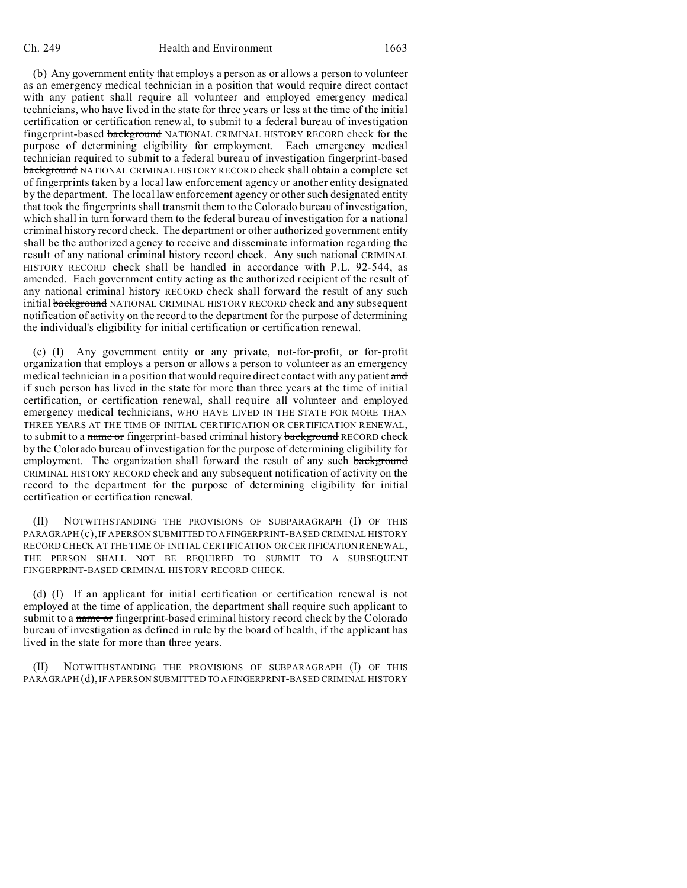(b) Any government entity that employs a person as or allows a person to volunteer as an emergency medical technician in a position that would require direct contact with any patient shall require all volunteer and employed emergency medical technicians, who have lived in the state for three years or less at the time of the initial certification or certification renewal, to submit to a federal bureau of investigation fingerprint-based ~~background~~ NATIONAL CRIMINAL HISTORY RECORD check for the purpose of determining eligibility for employment. Each emergency medical technician required to submit to a federal bureau of investigation fingerprint-based ~~background~~ NATIONAL CRIMINAL HISTORY RECORD check shall obtain a complete set of fingerprints taken by a local law enforcement agency or another entity designated by the department. The local law enforcement agency or other such designated entity that took the fingerprints shall transmit them to the Colorado bureau of investigation, which shall in turn forward them to the federal bureau of investigation for a national criminal history record check. The department or other authorized government entity shall be the authorized agency to receive and disseminate information regarding the result of any national criminal history record check. Any such national CRIMINAL HISTORY RECORD check shall be handled in accordance with P.L. 92-544, as amended. Each government entity acting as the authorized recipient of the result of any national criminal history RECORD check shall forward the result of any such initial ~~background~~ NATIONAL CRIMINAL HISTORY RECORD check and any subsequent notification of activity on the record to the department for the purpose of determining the individual's eligibility for initial certification or certification renewal.

(c) (I) Any government entity or any private, not-for-profit, or for-profit organization that employs a person or allows a person to volunteer as an emergency medical technician in a position that would require direct contact with any patient ~~and if such person has lived in the state for more than three years at the time of initial certification, or certification renewal,~~ shall require all volunteer and employed emergency medical technicians, WHO HAVE LIVED IN THE STATE FOR MORE THAN THREE YEARS AT THE TIME OF INITIAL CERTIFICATION OR CERTIFICATION RENEWAL, to submit to a ~~name or~~ fingerprint-based criminal history ~~background~~ RECORD check by the Colorado bureau of investigation for the purpose of determining eligibility for employment. The organization shall forward the result of any such ~~background~~ CRIMINAL HISTORY RECORD check and any subsequent notification of activity on the record to the department for the purpose of determining eligibility for initial certification or certification renewal.

(II) NOTWITHSTANDING THE PROVISIONS OF SUBPARAGRAPH (I) OF THIS PARAGRAPH (c), IF A PERSON SUBMITTED TO A FINGERPRINT-BASED CRIMINAL HISTORY RECORD CHECK AT THE TIME OF INITIAL CERTIFICATION OR CERTIFICATION RENEWAL, THE PERSON SHALL NOT BE REQUIRED TO SUBMIT TO A SUBSEQUENT FINGERPRINT-BASED CRIMINAL HISTORY RECORD CHECK.

(d) (I) If an applicant for initial certification or certification renewal is not employed at the time of application, the department shall require such applicant to submit to a ~~name or~~ fingerprint-based criminal history record check by the Colorado bureau of investigation as defined in rule by the board of health, if the applicant has lived in the state for more than three years.

(II) NOTWITHSTANDING THE PROVISIONS OF SUBPARAGRAPH (I) OF THIS PARAGRAPH (d), IF A PERSON SUBMITTED TO A FINGERPRINT-BASED CRIMINAL HISTORY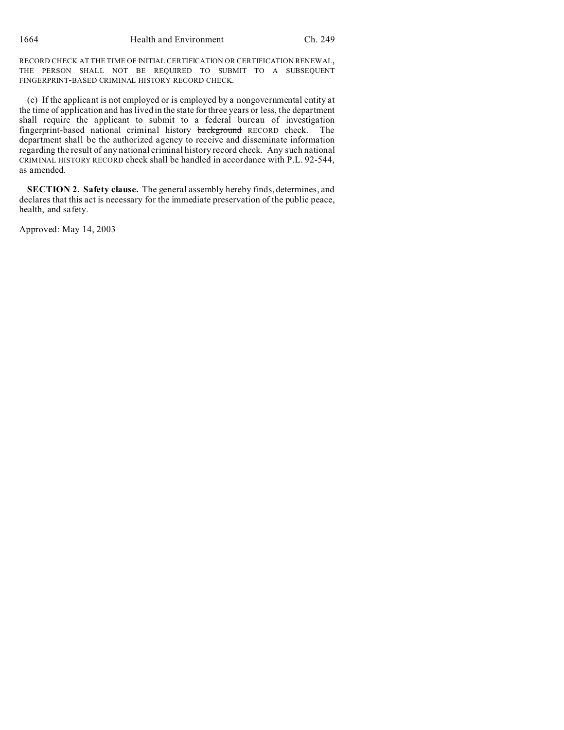RECORD CHECK AT THE TIME OF INITIAL CERTIFICATION OR CERTIFICATION RENEWAL, THE PERSON SHALL NOT BE REQUIRED TO SUBMIT TO A SUBSEQUENT FINGERPRINT-BASED CRIMINAL HISTORY RECORD CHECK.

(e) If the applicant is not employed or is employed by a nongovernmental entity at the time of application and has lived in the state for three years or less, the department shall require the applicant to submit to a federal bureau of investigation fingerprint-based national criminal history ~~background~~ RECORD check. The department shall be the authorized agency to receive and disseminate information regarding the result of any national criminal history record check. Any such national CRIMINAL HISTORY RECORD check shall be handled in accordance with P.L. 92-544, as amended.

**SECTION 2. Safety clause.** The general assembly hereby finds, determines, and declares that this act is necessary for the immediate preservation of the public peace, health, and safety.

Approved: May 14, 2003